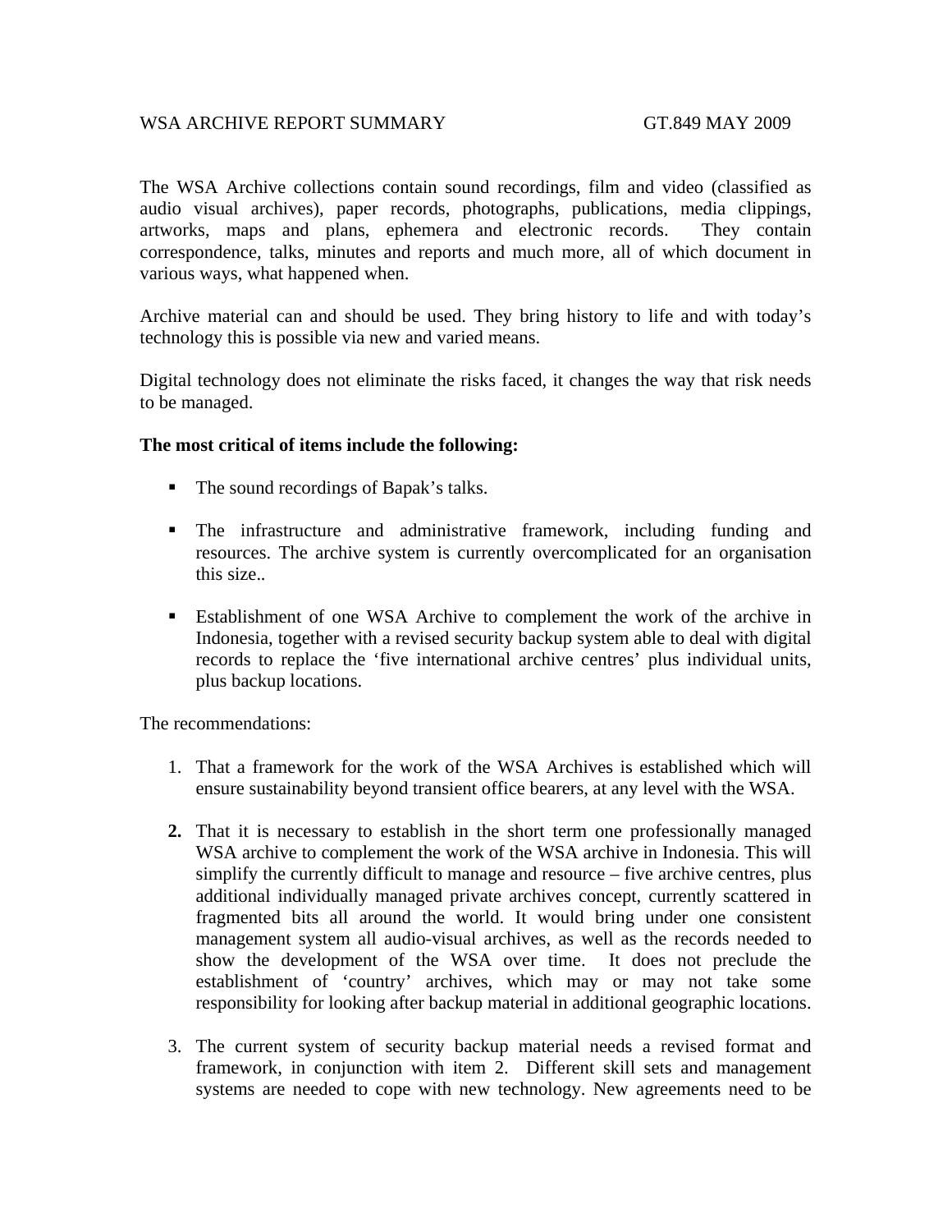WSA ARCHIVE REPORT SUMMARY GT.849 MAY 2009

The WSA Archive collections contain sound recordings, film and video (classified as audio visual archives), paper records, photographs, publications, media clippings, artworks, maps and plans, ephemera and electronic records. They contain correspondence, talks, minutes and reports and much more, all of which document in various ways, what happened when.

Archive material can and should be used. They bring history to life and with today's technology this is possible via new and varied means.

Digital technology does not eliminate the risks faced, it changes the way that risk needs to be managed.

**The most critical of items include the following:**

- The sound recordings of Bapak's talks.
- The infrastructure and administrative framework, including funding and resources. The archive system is currently overcomplicated for an organisation this size..
- Establishment of one WSA Archive to complement the work of the archive in Indonesia, together with a revised security backup system able to deal with digital records to replace the 'five international archive centres' plus individual units, plus backup locations.

The recommendations:

1. That a framework for the work of the WSA Archives is established which will ensure sustainability beyond transient office bearers, at any level with the WSA.
2. That it is necessary to establish in the short term one professionally managed WSA archive to complement the work of the WSA archive in Indonesia. This will simplify the currently difficult to manage and resource – five archive centres, plus additional individually managed private archives concept, currently scattered in fragmented bits all around the world. It would bring under one consistent management system all audio-visual archives, as well as the records needed to show the development of the WSA over time. It does not preclude the establishment of 'country' archives, which may or may not take some responsibility for looking after backup material in additional geographic locations.
3. The current system of security backup material needs a revised format and framework, in conjunction with item 2. Different skill sets and management systems are needed to cope with new technology. New agreements need to be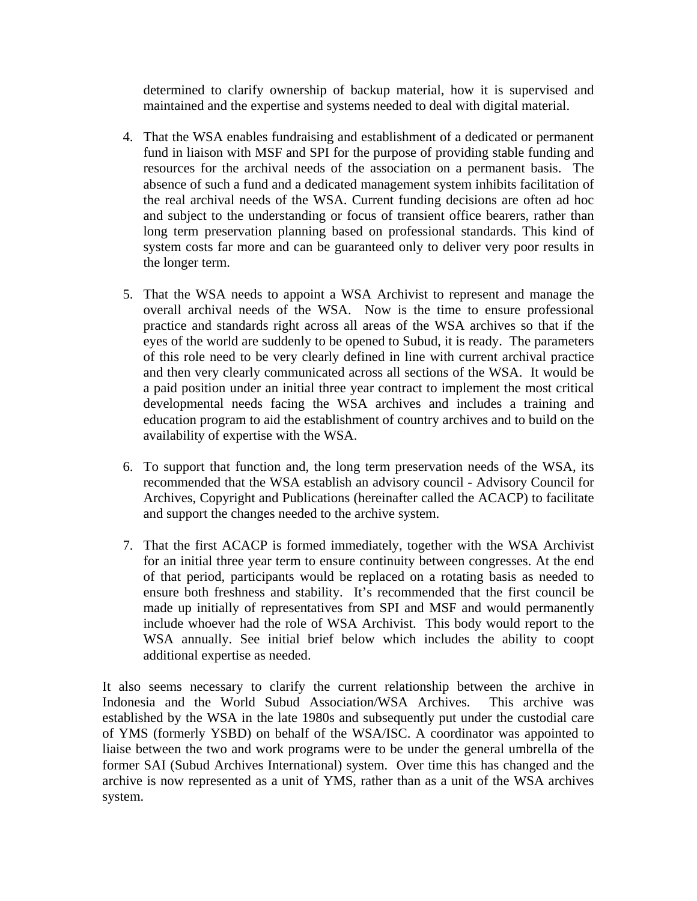determined to clarify ownership of backup material, how it is supervised and maintained and the expertise and systems needed to deal with digital material.

4. That the WSA enables fundraising and establishment of a dedicated or permanent fund in liaison with MSF and SPI for the purpose of providing stable funding and resources for the archival needs of the association on a permanent basis. The absence of such a fund and a dedicated management system inhibits facilitation of the real archival needs of the WSA. Current funding decisions are often ad hoc and subject to the understanding or focus of transient office bearers, rather than long term preservation planning based on professional standards. This kind of system costs far more and can be guaranteed only to deliver very poor results in the longer term.

5. That the WSA needs to appoint a WSA Archivist to represent and manage the overall archival needs of the WSA. Now is the time to ensure professional practice and standards right across all areas of the WSA archives so that if the eyes of the world are suddenly to be opened to Subud, it is ready. The parameters of this role need to be very clearly defined in line with current archival practice and then very clearly communicated across all sections of the WSA. It would be a paid position under an initial three year contract to implement the most critical developmental needs facing the WSA archives and includes a training and education program to aid the establishment of country archives and to build on the availability of expertise with the WSA.

6. To support that function and, the long term preservation needs of the WSA, its recommended that the WSA establish an advisory council - Advisory Council for Archives, Copyright and Publications (hereinafter called the ACACP) to facilitate and support the changes needed to the archive system.

7. That the first ACACP is formed immediately, together with the WSA Archivist for an initial three year term to ensure continuity between congresses. At the end of that period, participants would be replaced on a rotating basis as needed to ensure both freshness and stability. It's recommended that the first council be made up initially of representatives from SPI and MSF and would permanently include whoever had the role of WSA Archivist. This body would report to the WSA annually. See initial brief below which includes the ability to coopt additional expertise as needed.

It also seems necessary to clarify the current relationship between the archive in Indonesia and the World Subud Association/WSA Archives. This archive was established by the WSA in the late 1980s and subsequently put under the custodial care of YMS (formerly YSBD) on behalf of the WSA/ISC. A coordinator was appointed to liaise between the two and work programs were to be under the general umbrella of the former SAI (Subud Archives International) system. Over time this has changed and the archive is now represented as a unit of YMS, rather than as a unit of the WSA archives system.